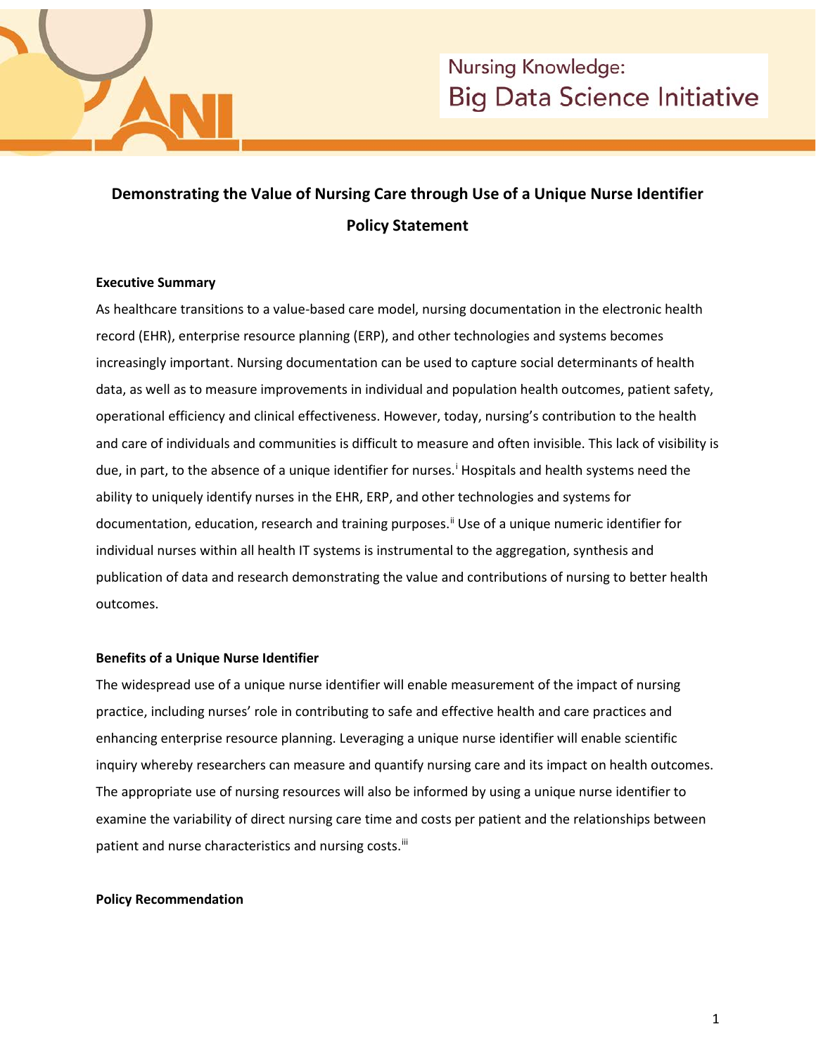# Demonstrating the Value of Nursing Care through Use of a Unique Nurse Identifier

## Policy Statement

### Executive Summary

As healthcare transitions to a value-based care model, nursing documentation in the electronic health record (EHR), enterprise resource planning (ERP), and other technologies and systems becomes increasingly important. Nursing documentation can be used to capture social determinants of health data, as well as to measure improvements in individual and population health outcomes, patient safety, operational efficiency and clinical effectiveness. However, today, nursing's contribution to the health and care of individuals and communities is difficult to measure and often invisible. This lack of visibility is due, in part, to the absence of a unique identifier for nurses.[i] Hospitals and health systems need the ability to uniquely identify nurses in the EHR, ERP, and other technologies and systems for documentation, education, research and training purposes.[ii] Use of a unique numeric identifier for individual nurses within all health IT systems is instrumental to the aggregation, synthesis and publication of data and research demonstrating the value and contributions of nursing to better health outcomes.

### Benefits of a Unique Nurse Identifier

The widespread use of a unique nurse identifier will enable measurement of the impact of nursing practice, including nurses' role in contributing to safe and effective health and care practices and enhancing enterprise resource planning. Leveraging a unique nurse identifier will enable scientific inquiry whereby researchers can measure and quantify nursing care and its impact on health outcomes. The appropriate use of nursing resources will also be informed by using a unique nurse identifier to examine the variability of direct nursing care time and costs per patient and the relationships between patient and nurse characteristics and nursing costs.[iii]

### Policy Recommendation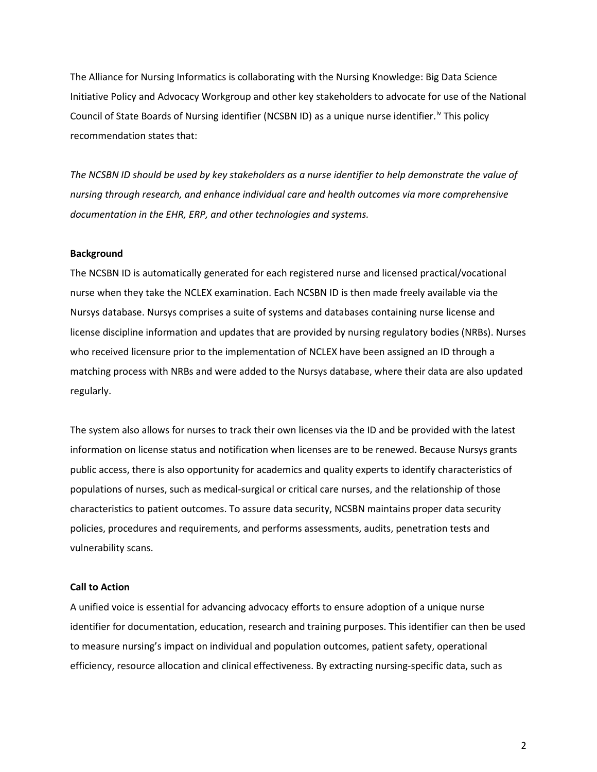The Alliance for Nursing Informatics is collaborating with the Nursing Knowledge: Big Data Science Initiative Policy and Advocacy Workgroup and other key stakeholders to advocate for use of the National Council of State Boards of Nursing identifier (NCSBN ID) as a unique nurse identifier.[iv] This policy recommendation states that:

*The NCSBN ID should be used by key stakeholders as a nurse identifier to help demonstrate the value of nursing through research, and enhance individual care and health outcomes via more comprehensive documentation in the EHR, ERP, and other technologies and systems.*

**Background**

The NCSBN ID is automatically generated for each registered nurse and licensed practical/vocational nurse when they take the NCLEX examination. Each NCSBN ID is then made freely available via the Nursys database. Nursys comprises a suite of systems and databases containing nurse license and license discipline information and updates that are provided by nursing regulatory bodies (NRBs). Nurses who received licensure prior to the implementation of NCLEX have been assigned an ID through a matching process with NRBs and were added to the Nursys database, where their data are also updated regularly.

The system also allows for nurses to track their own licenses via the ID and be provided with the latest information on license status and notification when licenses are to be renewed. Because Nursys grants public access, there is also opportunity for academics and quality experts to identify characteristics of populations of nurses, such as medical-surgical or critical care nurses, and the relationship of those characteristics to patient outcomes. To assure data security, NCSBN maintains proper data security policies, procedures and requirements, and performs assessments, audits, penetration tests and vulnerability scans.

**Call to Action**

A unified voice is essential for advancing advocacy efforts to ensure adoption of a unique nurse identifier for documentation, education, research and training purposes. This identifier can then be used to measure nursing's impact on individual and population outcomes, patient safety, operational efficiency, resource allocation and clinical effectiveness. By extracting nursing-specific data, such as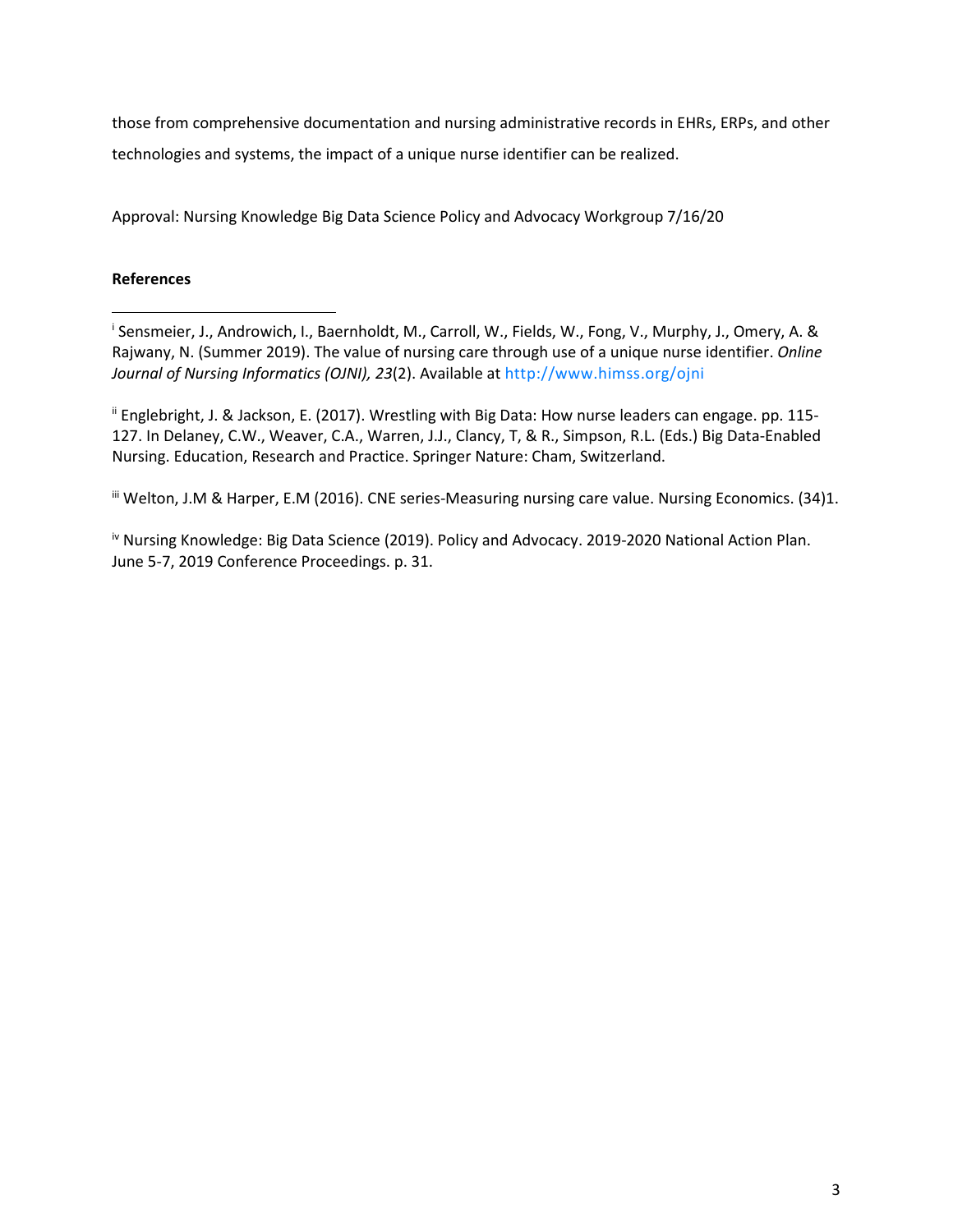those from comprehensive documentation and nursing administrative records in EHRs, ERPs, and other technologies and systems, the impact of a unique nurse identifier can be realized.

Approval: Nursing Knowledge Big Data Science Policy and Advocacy Workgroup 7/16/20

**References**

---

[i] Sensmeier, J., Androwich, I., Baernholdt, M., Carroll, W., Fields, W., Fong, V., Murphy, J., Omery, A. & Rajwany, N. (Summer 2019). The value of nursing care through use of a unique nurse identifier. *Online Journal of Nursing Informatics (OJNI), 23*(2). Available at http://www.himss.org/ojni

[ii] Englebright, J. & Jackson, E. (2017). Wrestling with Big Data: How nurse leaders can engage. pp. 115-127. In Delaney, C.W., Weaver, C.A., Warren, J.J., Clancy, T, & R., Simpson, R.L. (Eds.) Big Data-Enabled Nursing. Education, Research and Practice. Springer Nature: Cham, Switzerland.

[iii] Welton, J.M & Harper, E.M (2016). CNE series-Measuring nursing care value. Nursing Economics. (34)1.

[iv] Nursing Knowledge: Big Data Science (2019). Policy and Advocacy. 2019-2020 National Action Plan. June 5-7, 2019 Conference Proceedings. p. 31.